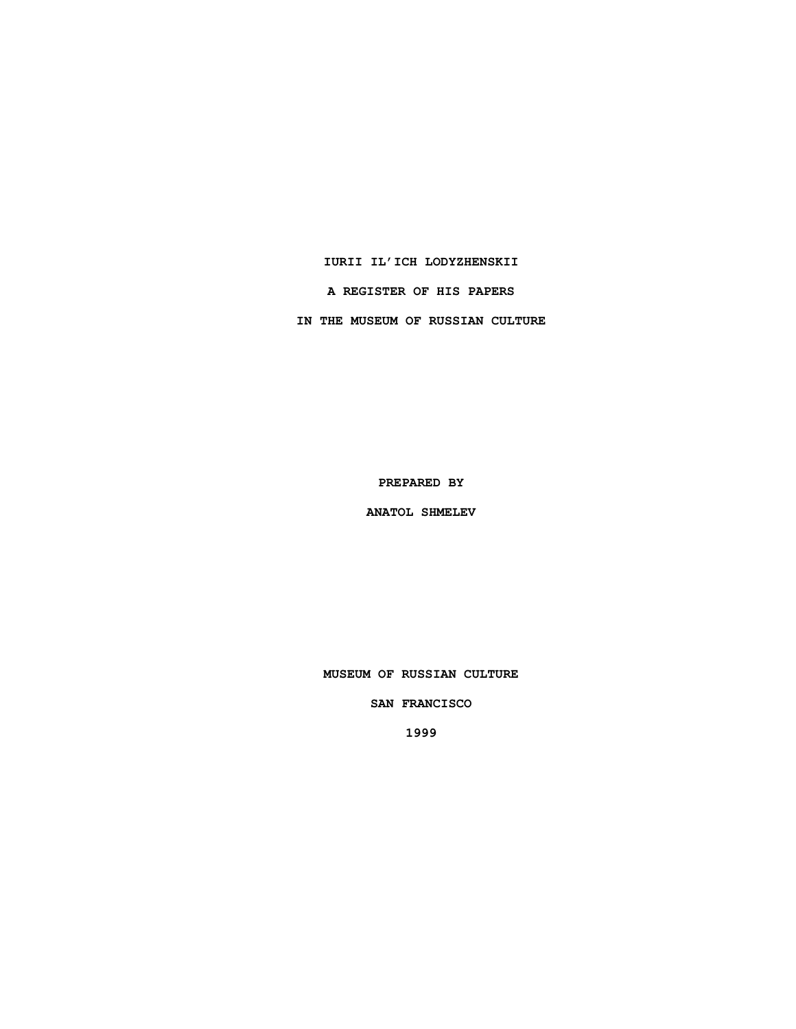# IURII IL'ICH LODYZHENSKII

## A REGISTER OF HIS PAPERS

## IN THE MUSEUM OF RUSSIAN CULTURE

**PREPARED BY**

**ANATOL SHMELEV**

**MUSEUM OF RUSSIAN CULTURE**

**SAN FRANCISCO**

**1999**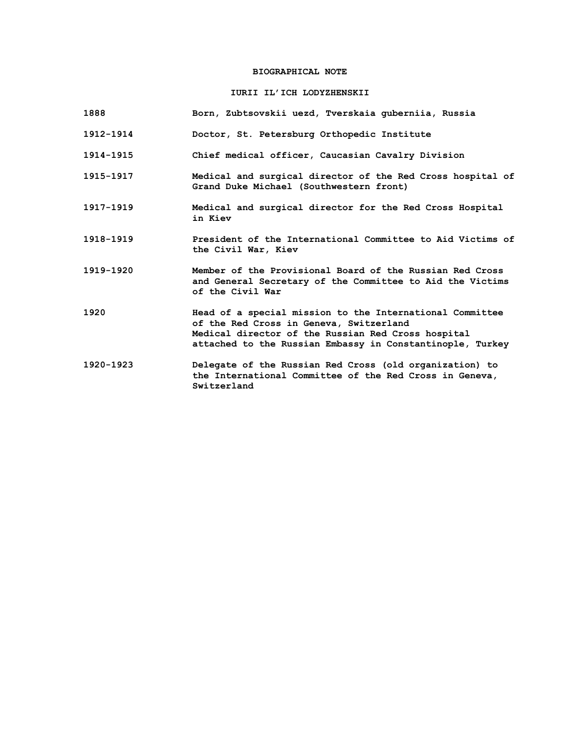# BIOGRAPHICAL NOTE

## IURII IL'ICH LODYZHENSKII

| | |
|---|---|
| 1888 | Born, Zubtsovskii uezd, Tverskaia guberniia, Russia |
| 1912-1914 | Doctor, St. Petersburg Orthopedic Institute |
| 1914-1915 | Chief medical officer, Caucasian Cavalry Division |
| 1915-1917 | Medical and surgical director of the Red Cross hospital of Grand Duke Michael (Southwestern front) |
| 1917-1919 | Medical and surgical director for the Red Cross Hospital in Kiev |
| 1918-1919 | President of the International Committee to Aid Victims of the Civil War, Kiev |
| 1919-1920 | Member of the Provisional Board of the Russian Red Cross and General Secretary of the Committee to Aid the Victims of the Civil War |
| 1920 | Head of a special mission to the International Committee of the Red Cross in Geneva, Switzerland<br>Medical director of the Russian Red Cross hospital attached to the Russian Embassy in Constantinople, Turkey |
| 1920-1923 | Delegate of the Russian Red Cross (old organization) to the International Committee of the Red Cross in Geneva, Switzerland |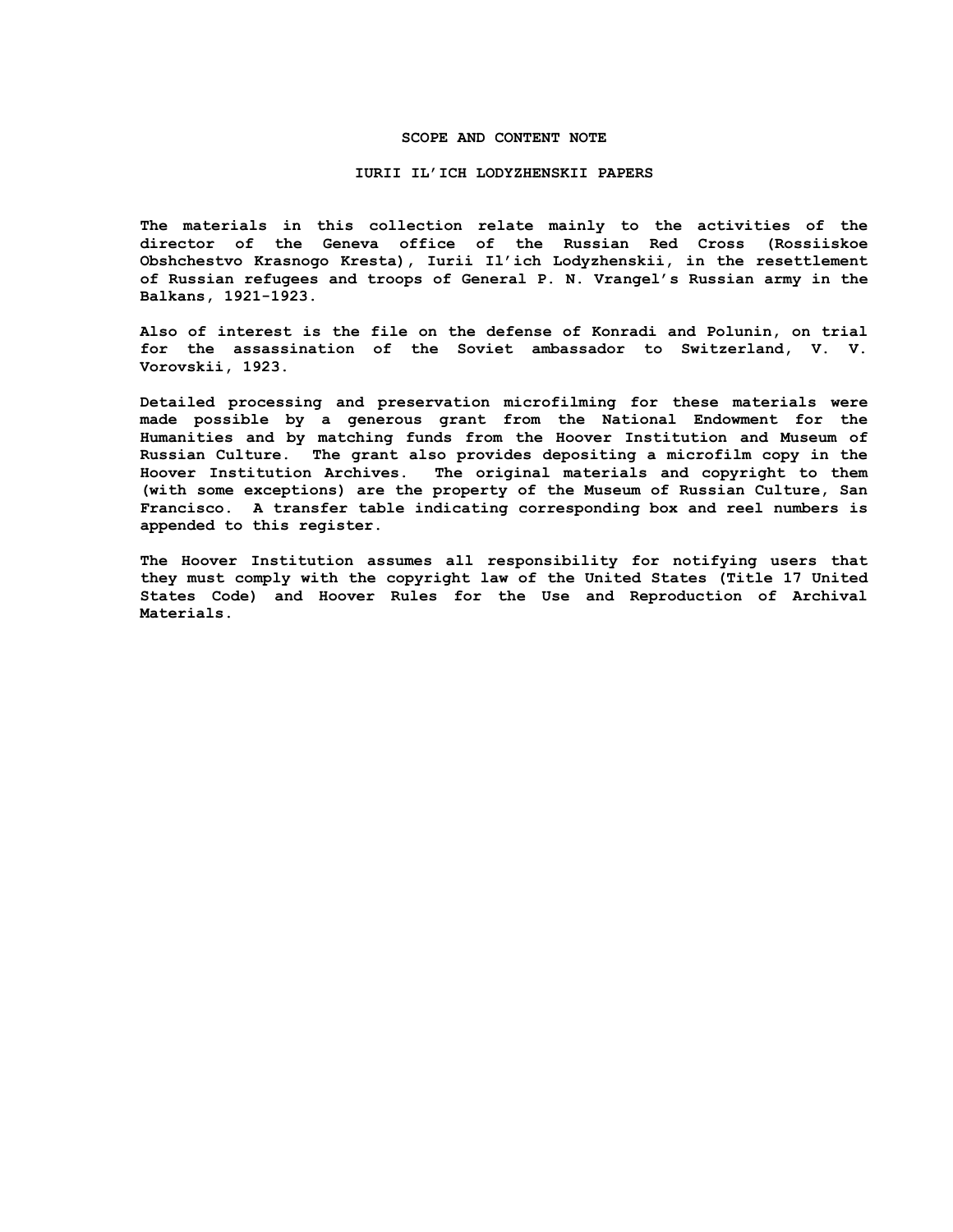## SCOPE AND CONTENT NOTE

## IURII IL'ICH LODYZHENSKII PAPERS

The materials in this collection relate mainly to the activities of the director of the Geneva office of the Russian Red Cross (Rossiiskoe Obshchestvo Krasnogo Kresta), Iurii Il'ich Lodyzhenskii, in the resettlement of Russian refugees and troops of General P. N. Vrangel's Russian army in the Balkans, 1921-1923.

Also of interest is the file on the defense of Konradi and Polunin, on trial for the assassination of the Soviet ambassador to Switzerland, V. V. Vorovskii, 1923.

Detailed processing and preservation microfilming for these materials were made possible by a generous grant from the National Endowment for the Humanities and by matching funds from the Hoover Institution and Museum of Russian Culture. The grant also provides depositing a microfilm copy in the Hoover Institution Archives. The original materials and copyright to them (with some exceptions) are the property of the Museum of Russian Culture, San Francisco. A transfer table indicating corresponding box and reel numbers is appended to this register.

The Hoover Institution assumes all responsibility for notifying users that they must comply with the copyright law of the United States (Title 17 United States Code) and Hoover Rules for the Use and Reproduction of Archival Materials.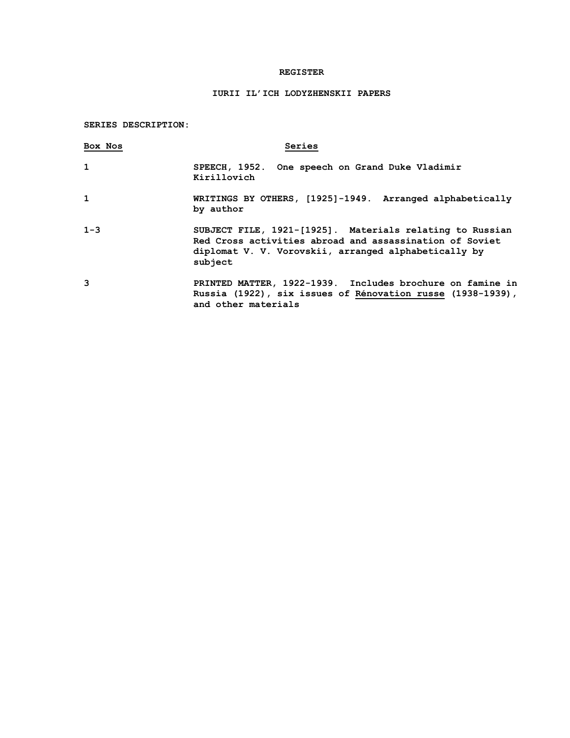# REGISTER

## IURII IL'ICH LODYZHENSKII PAPERS

**SERIES DESCRIPTION:**

| Box Nos | Series |
|---|---|
| 1 | SPEECH, 1952. One speech on Grand Duke Vladimir Kirillovich |
| 1 | WRITINGS BY OTHERS, [1925]-1949. Arranged alphabetically by author |
| 1-3 | SUBJECT FILE, 1921-[1925]. Materials relating to Russian Red Cross activities abroad and assassination of Soviet diplomat V. V. Vorovskii, arranged alphabetically by subject |
| 3 | PRINTED MATTER, 1922-1939. Includes brochure on famine in Russia (1922), six issues of *Rénovation russe* (1938-1939), and other materials |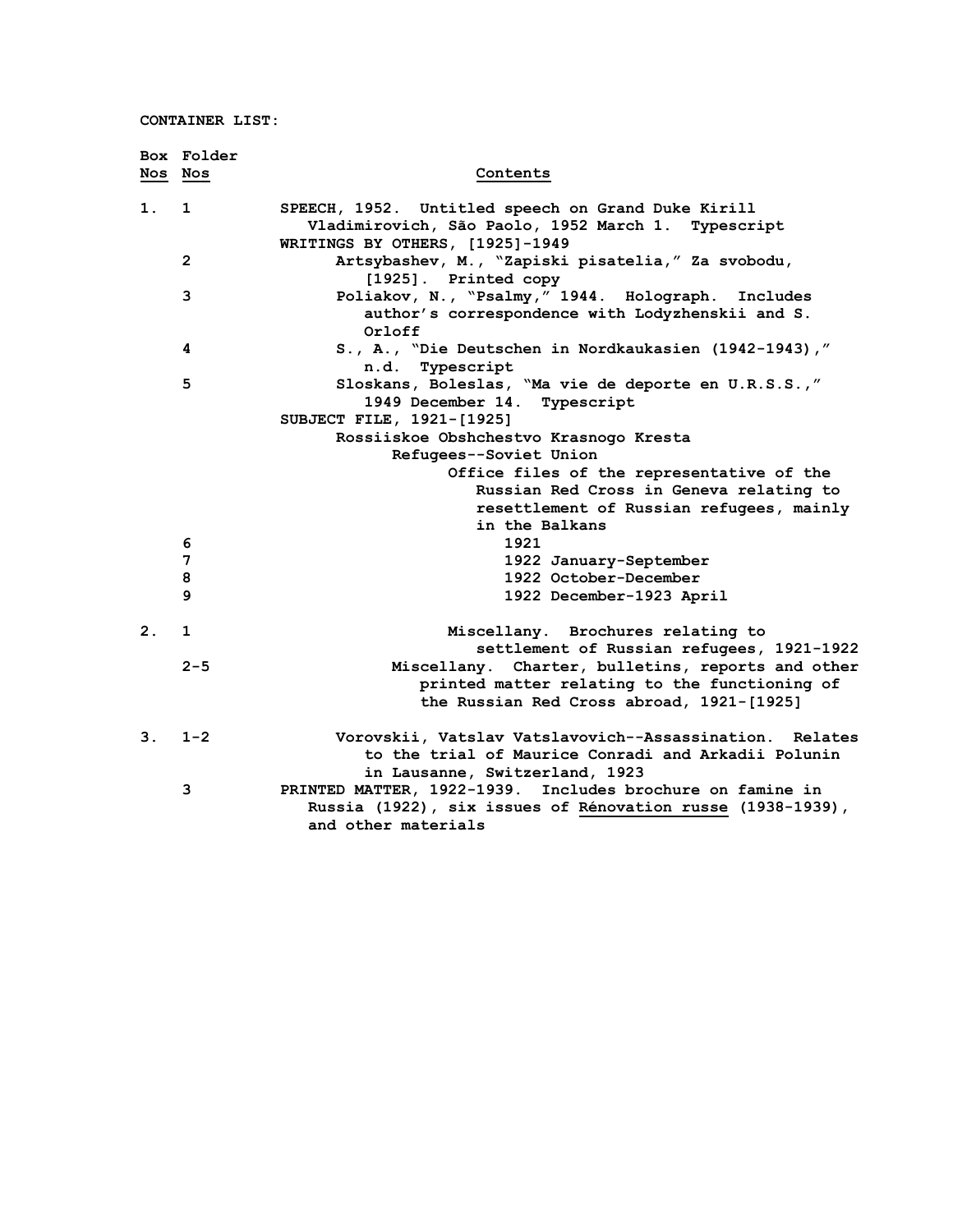CONTAINER LIST:

| Box Nos | Folder Nos | Contents |
| --- | --- | --- |
| 1. | 1 | SPEECH, 1952. Untitled speech on Grand Duke Kirill Vladimirovich, São Paolo, 1952 March 1. Typescript |
| | | WRITINGS BY OTHERS, [1925]-1949 |
| | 2 | Artsybashev, M., "Zapiski pisatelia," Za svobodu, [1925]. Printed copy |
| | 3 | Poliakov, N., "Psalmy," 1944. Holograph. Includes author's correspondence with Lodyzhenskii and S. Orloff |
| | 4 | S., A., "Die Deutschen in Nordkaukasien (1942-1943)," n.d. Typescript |
| | 5 | Sloskans, Boleslas, "Ma vie de deporte en U.R.S.S.," 1949 December 14. Typescript |
| | | SUBJECT FILE, 1921-[1925] |
| | | Rossiiskoe Obshchestvo Krasnogo Kresta |
| | | Refugees--Soviet Union |
| | | Office files of the representative of the Russian Red Cross in Geneva relating to resettlement of Russian refugees, mainly in the Balkans |
| | 6 | 1921 |
| | 7 | 1922 January-September |
| | 8 | 1922 October-December |
| | 9 | 1922 December-1923 April |
| 2. | 1 | Miscellany. Brochures relating to settlement of Russian refugees, 1921-1922 |
| | 2-5 | Miscellany. Charter, bulletins, reports and other printed matter relating to the functioning of the Russian Red Cross abroad, 1921-[1925] |
| 3. | 1-2 | Vorovskii, Vatslav Vatslavovich--Assassination. Relates to the trial of Maurice Conradi and Arkadii Polunin in Lausanne, Switzerland, 1923 |
| | 3 | PRINTED MATTER, 1922-1939. Includes brochure on famine in Russia (1922), six issues of Rénovation russe (1938-1939), and other materials |